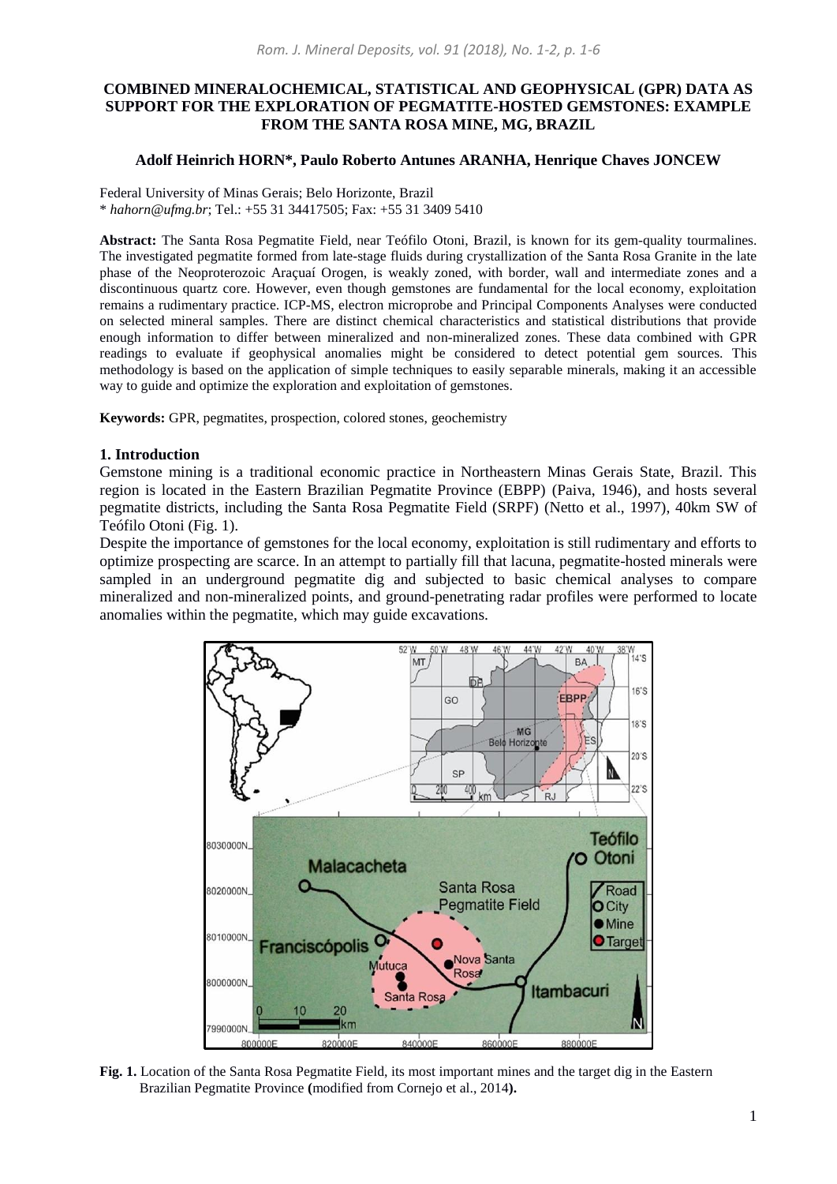# COMBINED MINERALOCHEMICAL, STATISTICAL AND GEOPHYSICAL (GPR) DATA AS SUPPORT FOR THE EXPLORATION OF PEGMATITE-HOSTED GEMSTONES: EXAMPLE FROM THE SANTA ROSA MINE, MG, BRAZIL

**Adolf Heinrich HORN\*, Paulo Roberto Antunes ARANHA, Henrique Chaves JONCEW**

Federal University of Minas Gerais; Belo Horizonte, Brazil
\* *hahorn@ufmg.br*; Tel.: +55 31 34417505; Fax: +55 31 3409 5410

**Abstract:** The Santa Rosa Pegmatite Field, near Teófilo Otoni, Brazil, is known for its gem-quality tourmalines. The investigated pegmatite formed from late-stage fluids during crystallization of the Santa Rosa Granite in the late phase of the Neoproterozoic Araçuaí Orogen, is weakly zoned, with border, wall and intermediate zones and a discontinuous quartz core. However, even though gemstones are fundamental for the local economy, exploitation remains a rudimentary practice. ICP-MS, electron microprobe and Principal Components Analyses were conducted on selected mineral samples. There are distinct chemical characteristics and statistical distributions that provide enough information to differ between mineralized and non-mineralized zones. These data combined with GPR readings to evaluate if geophysical anomalies might be considered to detect potential gem sources. This methodology is based on the application of simple techniques to easily separable minerals, making it an accessible way to guide and optimize the exploration and exploitation of gemstones.

**Keywords:** GPR, pegmatites, prospection, colored stones, geochemistry

## 1. Introduction

Gemstone mining is a traditional economic practice in Northeastern Minas Gerais State, Brazil. This region is located in the Eastern Brazilian Pegmatite Province (EBPP) (Paiva, 1946), and hosts several pegmatite districts, including the Santa Rosa Pegmatite Field (SRPF) (Netto et al., 1997), 40km SW of Teófilo Otoni (Fig. 1).

Despite the importance of gemstones for the local economy, exploitation is still rudimentary and efforts to optimize prospecting are scarce. In an attempt to partially fill that lacuna, pegmatite-hosted minerals were sampled in an underground pegmatite dig and subjected to basic chemical analyses to compare mineralized and non-mineralized points, and ground-penetrating radar profiles were performed to locate anomalies within the pegmatite, which may guide excavations.

**Fig. 1.** Location of the Santa Rosa Pegmatite Field, its most important mines and the target dig in the Eastern Brazilian Pegmatite Province (modified from Cornejo et al., 2014).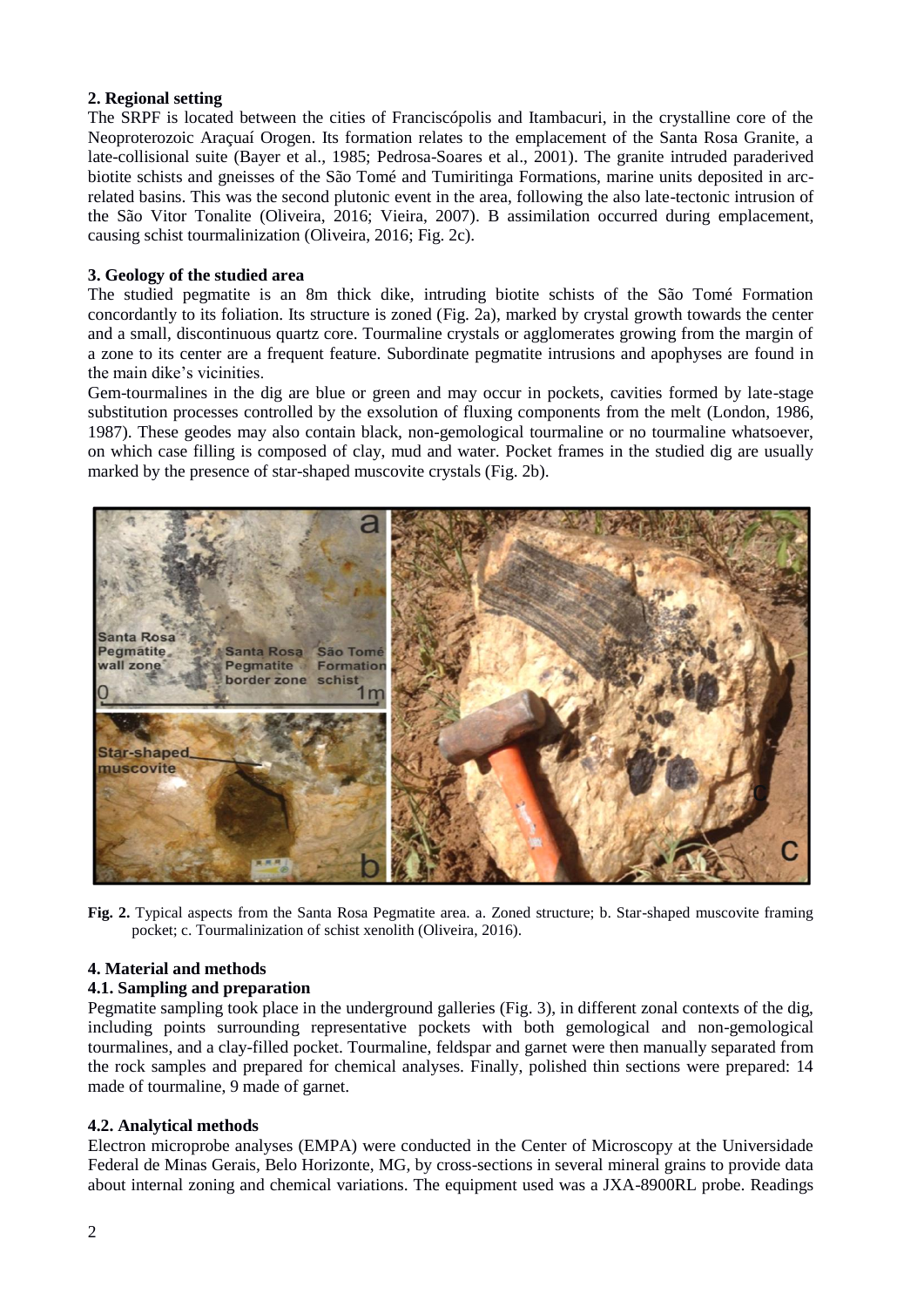## 2. Regional setting

The SRPF is located between the cities of Franciscópolis and Itambacuri, in the crystalline core of the Neoproterozoic Araçuaí Orogen. Its formation relates to the emplacement of the Santa Rosa Granite, a late-collisional suite (Bayer et al., 1985; Pedrosa-Soares et al., 2001). The granite intruded paraderived biotite schists and gneisses of the São Tomé and Tumiritinga Formations, marine units deposited in arc-related basins. This was the second plutonic event in the area, following the also late-tectonic intrusion of the São Vitor Tonalite (Oliveira, 2016; Vieira, 2007). B assimilation occurred during emplacement, causing schist tourmalinization (Oliveira, 2016; Fig. 2c).

## 3. Geology of the studied area

The studied pegmatite is an 8m thick dike, intruding biotite schists of the São Tomé Formation concordantly to its foliation. Its structure is zoned (Fig. 2a), marked by crystal growth towards the center and a small, discontinuous quartz core. Tourmaline crystals or agglomerates growing from the margin of a zone to its center are a frequent feature. Subordinate pegmatite intrusions and apophyses are found in the main dike's vicinities.

Gem-tourmalines in the dig are blue or green and may occur in pockets, cavities formed by late-stage substitution processes controlled by the exsolution of fluxing components from the melt (London, 1986, 1987). These geodes may also contain black, non-gemological tourmaline or no tourmaline whatsoever, on which case filling is composed of clay, mud and water. Pocket frames in the studied dig are usually marked by the presence of star-shaped muscovite crystals (Fig. 2b).

**Fig. 2.** Typical aspects from the Santa Rosa Pegmatite area. a. Zoned structure; b. Star-shaped muscovite framing pocket; c. Tourmalinization of schist xenolith (Oliveira, 2016).

## 4. Material and methods

### 4.1. Sampling and preparation

Pegmatite sampling took place in the underground galleries (Fig. 3), in different zonal contexts of the dig, including points surrounding representative pockets with both gemological and non-gemological tourmalines, and a clay-filled pocket. Tourmaline, feldspar and garnet were then manually separated from the rock samples and prepared for chemical analyses. Finally, polished thin sections were prepared: 14 made of tourmaline, 9 made of garnet.

### 4.2. Analytical methods

Electron microprobe analyses (EMPA) were conducted in the Center of Microscopy at the Universidade Federal de Minas Gerais, Belo Horizonte, MG, by cross-sections in several mineral grains to provide data about internal zoning and chemical variations. The equipment used was a JXA-8900RL probe. Readings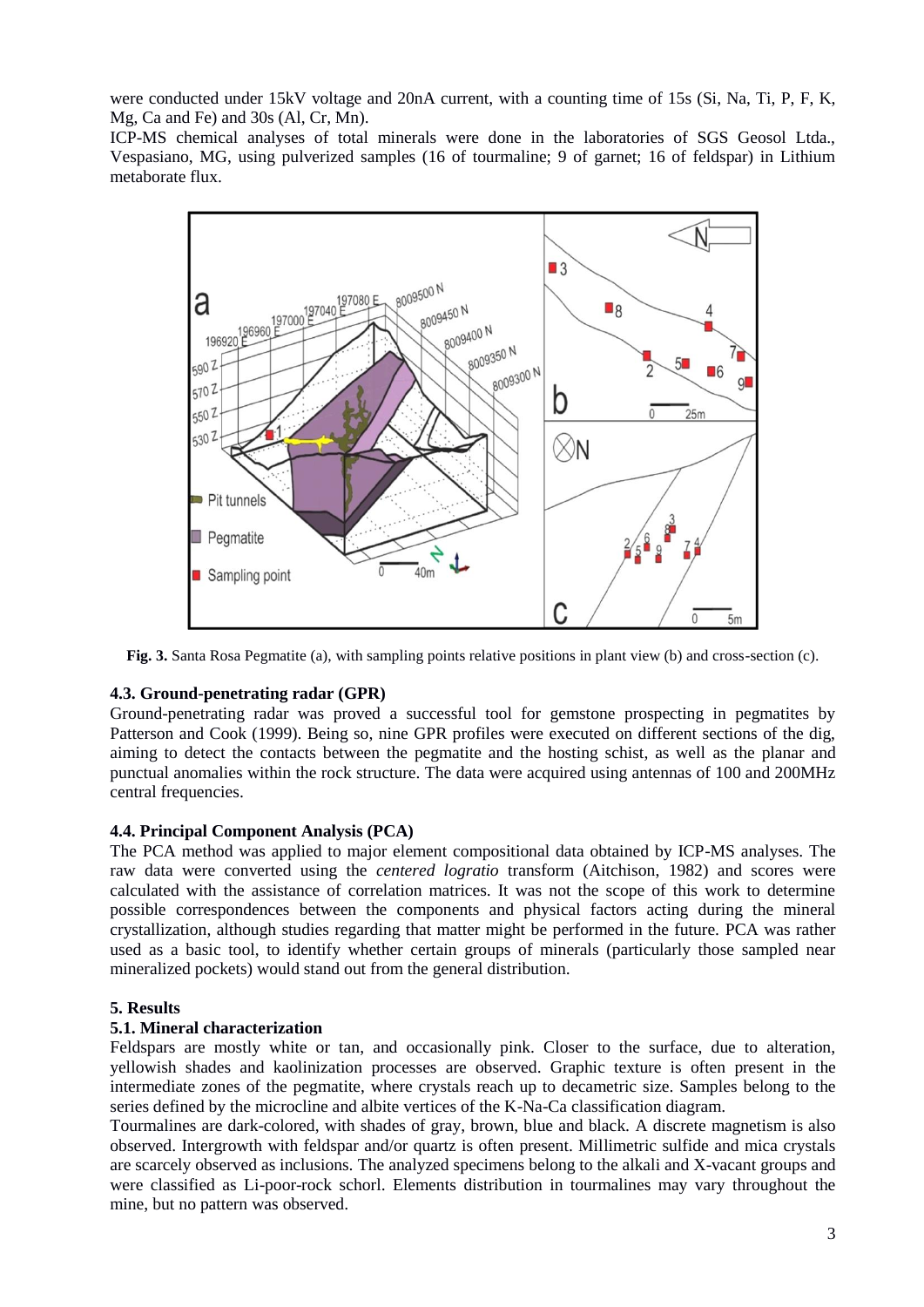were conducted under 15kV voltage and 20nA current, with a counting time of 15s (Si, Na, Ti, P, F, K, Mg, Ca and Fe) and 30s (Al, Cr, Mn).

ICP-MS chemical analyses of total minerals were done in the laboratories of SGS Geosol Ltda., Vespasiano, MG, using pulverized samples (16 of tourmaline; 9 of garnet; 16 of feldspar) in Lithium metaborate flux.

**Fig. 3.** Santa Rosa Pegmatite (a), with sampling points relative positions in plant view (b) and cross-section (c).

### 4.3. Ground-penetrating radar (GPR)

Ground-penetrating radar was proved a successful tool for gemstone prospecting in pegmatites by Patterson and Cook (1999). Being so, nine GPR profiles were executed on different sections of the dig, aiming to detect the contacts between the pegmatite and the hosting schist, as well as the planar and punctual anomalies within the rock structure. The data were acquired using antennas of 100 and 200MHz central frequencies.

### 4.4. Principal Component Analysis (PCA)

The PCA method was applied to major element compositional data obtained by ICP-MS analyses. The raw data were converted using the *centered logratio* transform (Aitchison, 1982) and scores were calculated with the assistance of correlation matrices. It was not the scope of this work to determine possible correspondences between the components and physical factors acting during the mineral crystallization, although studies regarding that matter might be performed in the future. PCA was rather used as a basic tool, to identify whether certain groups of minerals (particularly those sampled near mineralized pockets) would stand out from the general distribution.

## 5. Results

### 5.1. Mineral characterization

Feldspars are mostly white or tan, and occasionally pink. Closer to the surface, due to alteration, yellowish shades and kaolinization processes are observed. Graphic texture is often present in the intermediate zones of the pegmatite, where crystals reach up to decametric size. Samples belong to the series defined by the microcline and albite vertices of the K-Na-Ca classification diagram.

Tourmalines are dark-colored, with shades of gray, brown, blue and black. A discrete magnetism is also observed. Intergrowth with feldspar and/or quartz is often present. Millimetric sulfide and mica crystals are scarcely observed as inclusions. The analyzed specimens belong to the alkali and X-vacant groups and were classified as Li-poor-rock schorl. Elements distribution in tourmalines may vary throughout the mine, but no pattern was observed.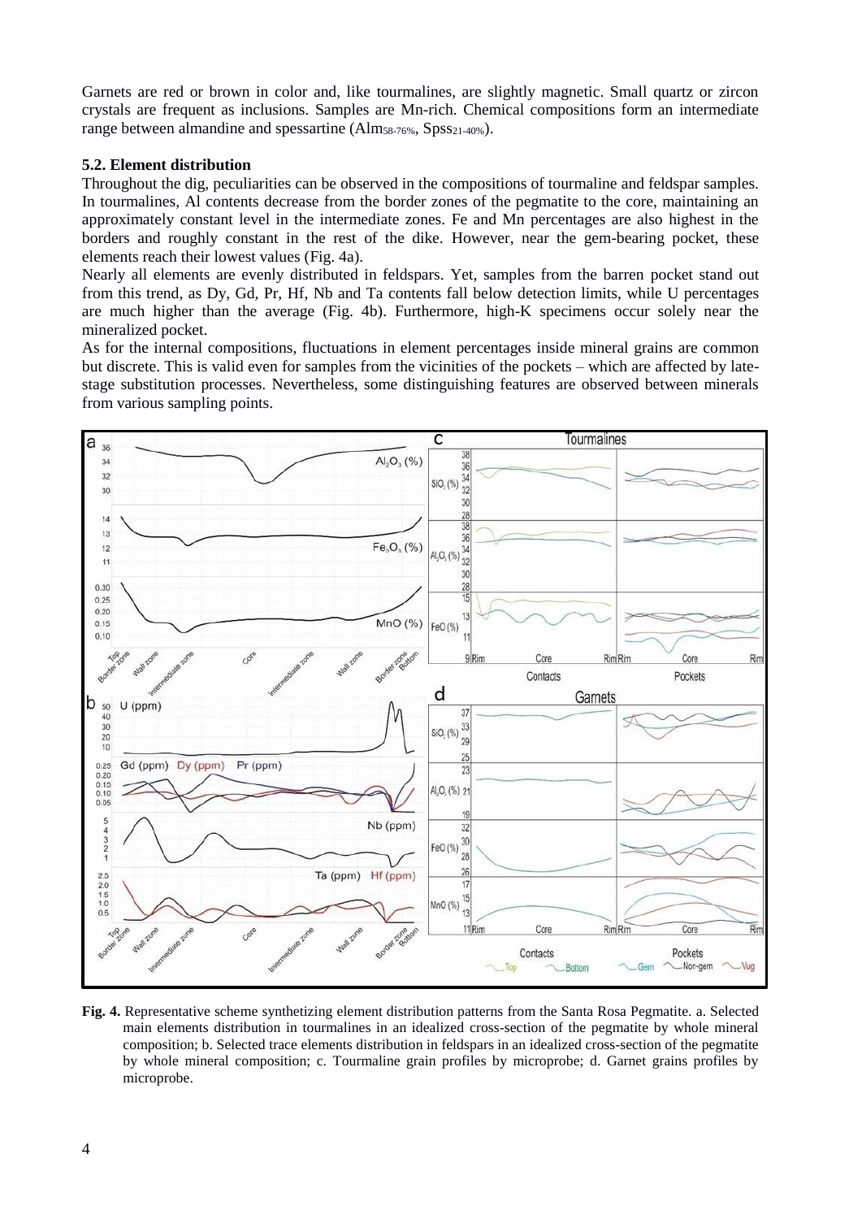Garnets are red or brown in color and, like tourmalines, are slightly magnetic. Small quartz or zircon crystals are frequent as inclusions. Samples are Mn-rich. Chemical compositions form an intermediate range between almandine and spessartine ($Alm_{58\text{-}76\%}$, $Spss_{21\text{-}40\%}$).

### 5.2. Element distribution

Throughout the dig, peculiarities can be observed in the compositions of tourmaline and feldspar samples. In tourmalines, Al contents decrease from the border zones of the pegmatite to the core, maintaining an approximately constant level in the intermediate zones. Fe and Mn percentages are also highest in the borders and roughly constant in the rest of the dike. However, near the gem-bearing pocket, these elements reach their lowest values (Fig. 4a).

Nearly all elements are evenly distributed in feldspars. Yet, samples from the barren pocket stand out from this trend, as Dy, Gd, Pr, Hf, Nb and Ta contents fall below detection limits, while U percentages are much higher than the average (Fig. 4b). Furthermore, high-K specimens occur solely near the mineralized pocket.

As for the internal compositions, fluctuations in element percentages inside mineral grains are common but discrete. This is valid even for samples from the vicinities of the pockets – which are affected by late-stage substitution processes. Nevertheless, some distinguishing features are observed between minerals from various sampling points.

**Fig. 4.** Representative scheme synthetizing element distribution patterns from the Santa Rosa Pegmatite. a. Selected main elements distribution in tourmalines in an idealized cross-section of the pegmatite by whole mineral composition; b. Selected trace elements distribution in feldspars in an idealized cross-section of the pegmatite by whole mineral composition; c. Tourmaline grain profiles by microprobe; d. Garnet grains profiles by microprobe.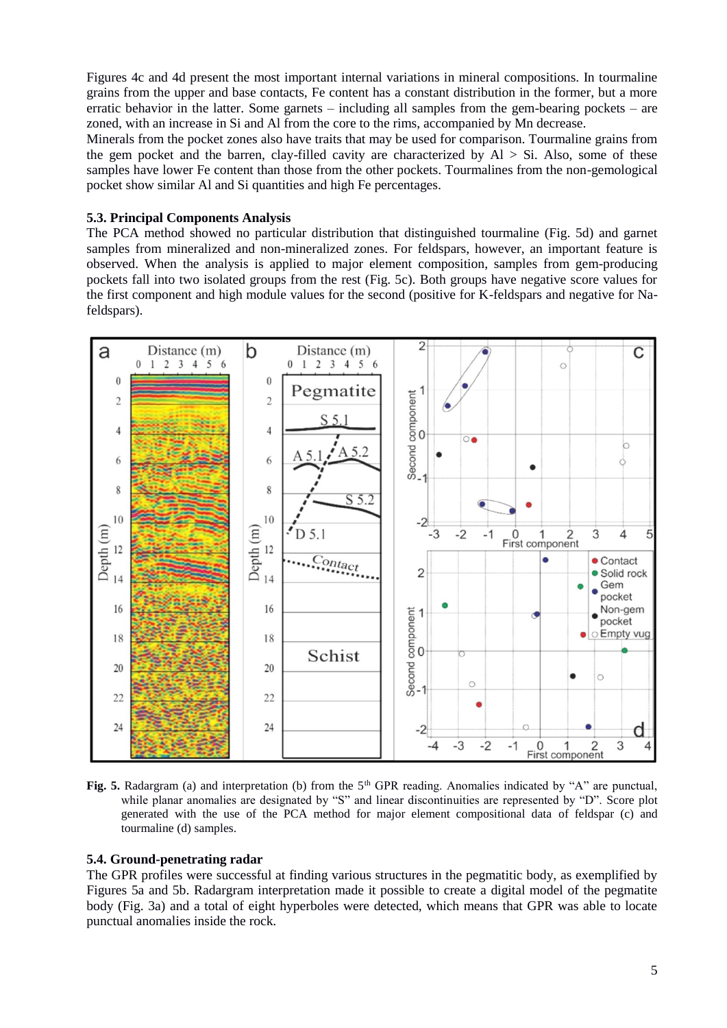Figures 4c and 4d present the most important internal variations in mineral compositions. In tourmaline grains from the upper and base contacts, Fe content has a constant distribution in the former, but a more erratic behavior in the latter. Some garnets – including all samples from the gem-bearing pockets – are zoned, with an increase in Si and Al from the core to the rims, accompanied by Mn decrease.

Minerals from the pocket zones also have traits that may be used for comparison. Tourmaline grains from the gem pocket and the barren, clay-filled cavity are characterized by Al > Si. Also, some of these samples have lower Fe content than those from the other pockets. Tourmalines from the non-gemological pocket show similar Al and Si quantities and high Fe percentages.

### 5.3. Principal Components Analysis

The PCA method showed no particular distribution that distinguished tourmaline (Fig. 5d) and garnet samples from mineralized and non-mineralized zones. For feldspars, however, an important feature is observed. When the analysis is applied to major element composition, samples from gem-producing pockets fall into two isolated groups from the rest (Fig. 5c). Both groups have negative score values for the first component and high module values for the second (positive for K-feldspars and negative for Na-feldspars).

**Fig. 5.** Radargram (a) and interpretation (b) from the 5th GPR reading. Anomalies indicated by "A" are punctual, while planar anomalies are designated by "S" and linear discontinuities are represented by "D". Score plot generated with the use of the PCA method for major element compositional data of feldspar (c) and tourmaline (d) samples.

### 5.4. Ground-penetrating radar

The GPR profiles were successful at finding various structures in the pegmatitic body, as exemplified by Figures 5a and 5b. Radargram interpretation made it possible to create a digital model of the pegmatite body (Fig. 3a) and a total of eight hyperboles were detected, which means that GPR was able to locate punctual anomalies inside the rock.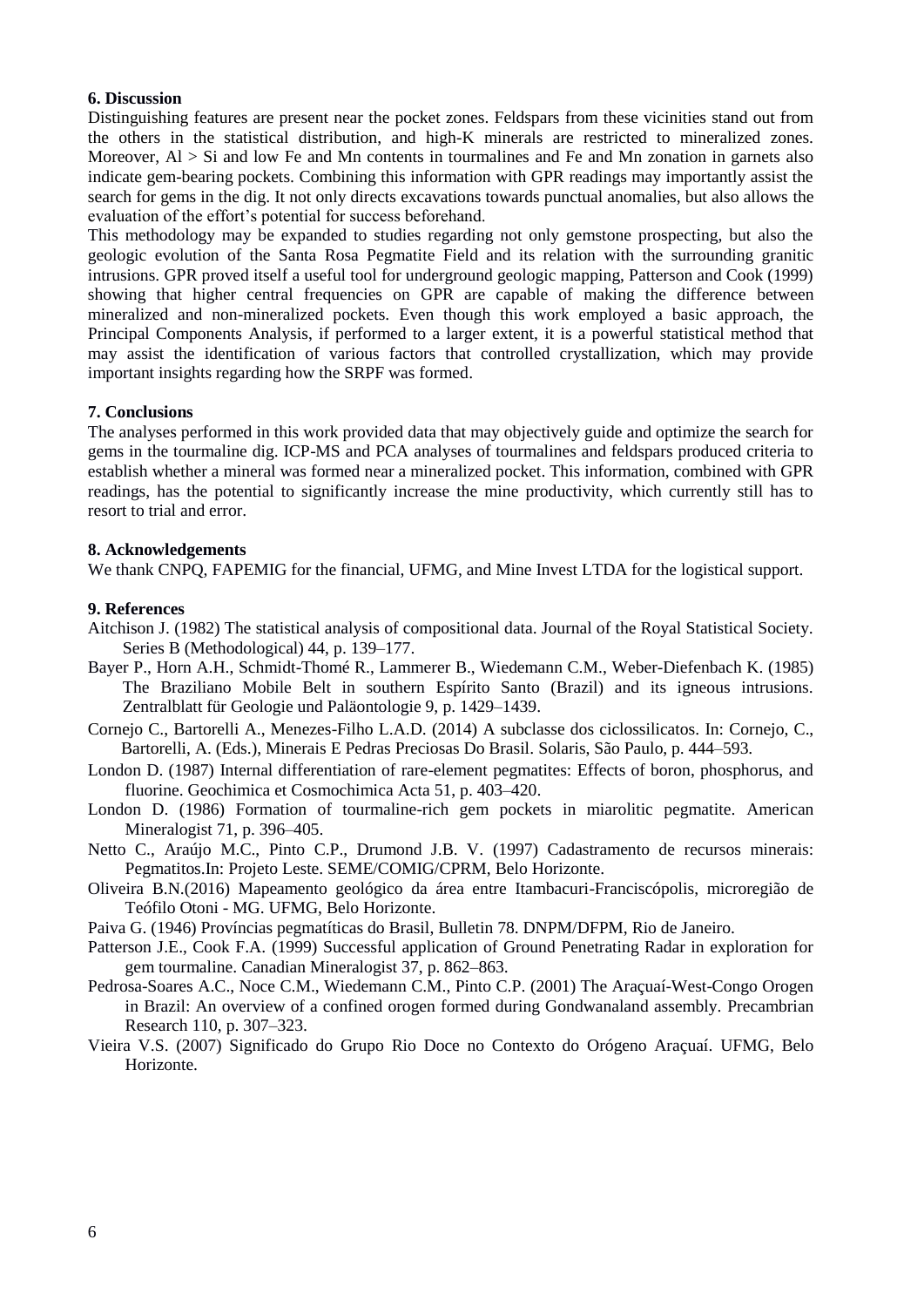## 6. Discussion

Distinguishing features are present near the pocket zones. Feldspars from these vicinities stand out from the others in the statistical distribution, and high-K minerals are restricted to mineralized zones. Moreover, Al > Si and low Fe and Mn contents in tourmalines and Fe and Mn zonation in garnets also indicate gem-bearing pockets. Combining this information with GPR readings may importantly assist the search for gems in the dig. It not only directs excavations towards punctual anomalies, but also allows the evaluation of the effort's potential for success beforehand.

This methodology may be expanded to studies regarding not only gemstone prospecting, but also the geologic evolution of the Santa Rosa Pegmatite Field and its relation with the surrounding granitic intrusions. GPR proved itself a useful tool for underground geologic mapping, Patterson and Cook (1999) showing that higher central frequencies on GPR are capable of making the difference between mineralized and non-mineralized pockets. Even though this work employed a basic approach, the Principal Components Analysis, if performed to a larger extent, it is a powerful statistical method that may assist the identification of various factors that controlled crystallization, which may provide important insights regarding how the SRPF was formed.

## 7. Conclusions

The analyses performed in this work provided data that may objectively guide and optimize the search for gems in the tourmaline dig. ICP-MS and PCA analyses of tourmalines and feldspars produced criteria to establish whether a mineral was formed near a mineralized pocket. This information, combined with GPR readings, has the potential to significantly increase the mine productivity, which currently still has to resort to trial and error.

## 8. Acknowledgements

We thank CNPQ, FAPEMIG for the financial, UFMG, and Mine Invest LTDA for the logistical support.

## 9. References

Aitchison J. (1982) The statistical analysis of compositional data. Journal of the Royal Statistical Society. Series B (Methodological) 44, p. 139–177.

Bayer P., Horn A.H., Schmidt-Thomé R., Lammerer B., Wiedemann C.M., Weber-Diefenbach K. (1985) The Braziliano Mobile Belt in southern Espírito Santo (Brazil) and its igneous intrusions. Zentralblatt für Geologie und Paläontologie 9, p. 1429–1439.

Cornejo C., Bartorelli A., Menezes-Filho L.A.D. (2014) A subclasse dos ciclossilicatos. In: Cornejo, C., Bartorelli, A. (Eds.), Minerais E Pedras Preciosas Do Brasil. Solaris, São Paulo, p. 444–593.

London D. (1987) Internal differentiation of rare-element pegmatites: Effects of boron, phosphorus, and fluorine. Geochimica et Cosmochimica Acta 51, p. 403–420.

London D. (1986) Formation of tourmaline-rich gem pockets in miarolitic pegmatite. American Mineralogist 71, p. 396–405.

Netto C., Araújo M.C., Pinto C.P., Drumond J.B. V. (1997) Cadastramento de recursos minerais: Pegmatitos.In: Projeto Leste. SEME/COMIG/CPRM, Belo Horizonte.

Oliveira B.N.(2016) Mapeamento geológico da área entre Itambacuri-Franciscópolis, microregião de Teófilo Otoni - MG. UFMG, Belo Horizonte.

Paiva G. (1946) Províncias pegmatíticas do Brasil, Bulletin 78. DNPM/DFPM, Rio de Janeiro.

Patterson J.E., Cook F.A. (1999) Successful application of Ground Penetrating Radar in exploration for gem tourmaline. Canadian Mineralogist 37, p. 862–863.

Pedrosa-Soares A.C., Noce C.M., Wiedemann C.M., Pinto C.P. (2001) The Araçuaí-West-Congo Orogen in Brazil: An overview of a confined orogen formed during Gondwanaland assembly. Precambrian Research 110, p. 307–323.

Vieira V.S. (2007) Significado do Grupo Rio Doce no Contexto do Orógeno Araçuaí. UFMG, Belo Horizonte.